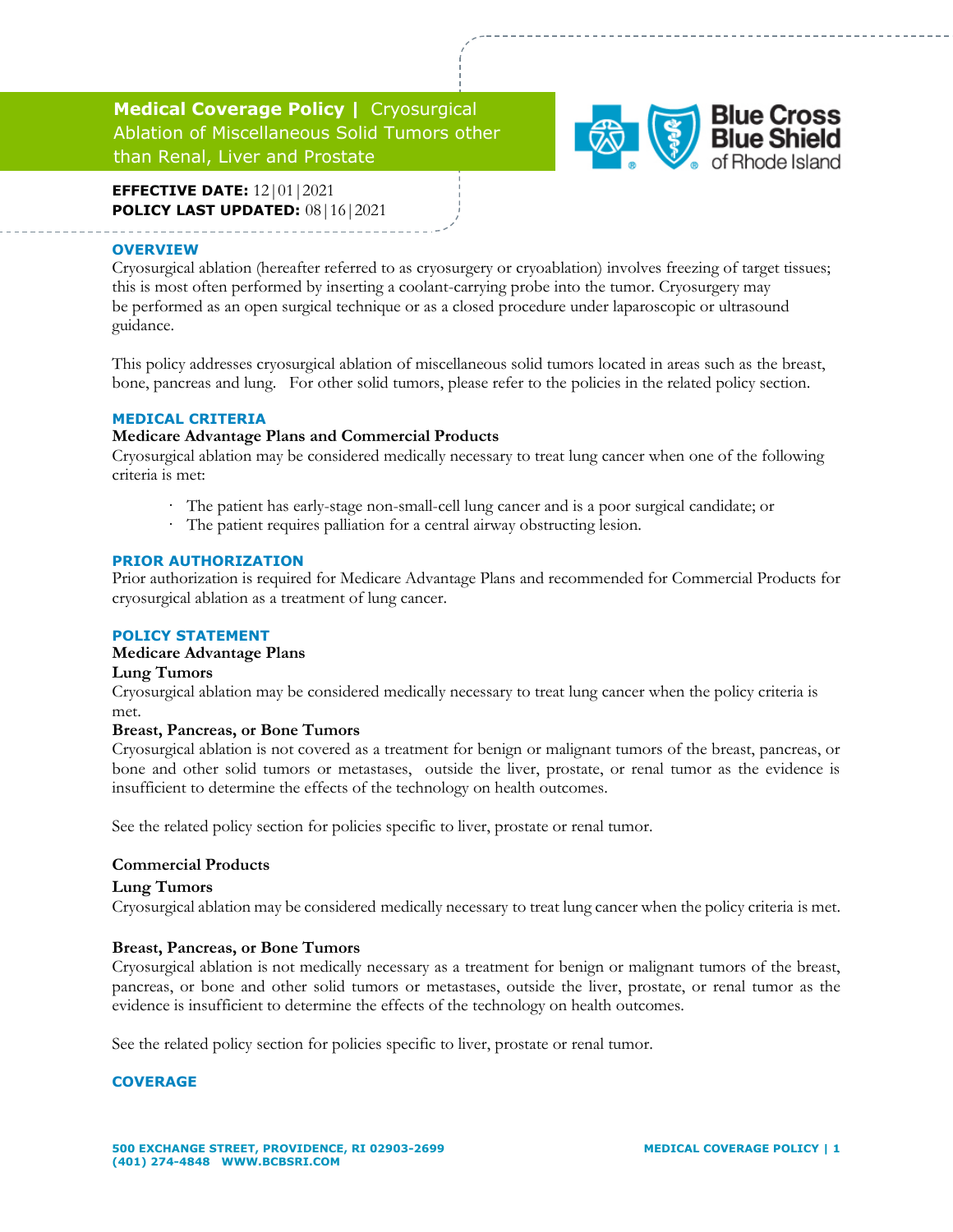# Medical Coverage Policy | Cryosurgical Ablation of Miscellaneous Solid Tumors other than Renal, Liver and Prostate

**EFFECTIVE DATE:** 12|01|2021
**POLICY LAST UPDATED:** 08|16|2021

## OVERVIEW

Cryosurgical ablation (hereafter referred to as cryosurgery or cryoablation) involves freezing of target tissues; this is most often performed by inserting a coolant-carrying probe into the tumor. Cryosurgery may be performed as an open surgical technique or as a closed procedure under laparoscopic or ultrasound guidance.

This policy addresses cryosurgical ablation of miscellaneous solid tumors located in areas such as the breast, bone, pancreas and lung. For other solid tumors, please refer to the policies in the related policy section.

## MEDICAL CRITERIA

**Medicare Advantage Plans and Commercial Products**

Cryosurgical ablation may be considered medically necessary to treat lung cancer when one of the following criteria is met:

- The patient has early-stage non-small-cell lung cancer and is a poor surgical candidate; or
- The patient requires palliation for a central airway obstructing lesion.

## PRIOR AUTHORIZATION

Prior authorization is required for Medicare Advantage Plans and recommended for Commercial Products for cryosurgical ablation as a treatment of lung cancer.

## POLICY STATEMENT

**Medicare Advantage Plans**

**Lung Tumors**

Cryosurgical ablation may be considered medically necessary to treat lung cancer when the policy criteria is met.

**Breast, Pancreas, or Bone Tumors**

Cryosurgical ablation is not covered as a treatment for benign or malignant tumors of the breast, pancreas, or bone and other solid tumors or metastases, outside the liver, prostate, or renal tumor as the evidence is insufficient to determine the effects of the technology on health outcomes.

See the related policy section for policies specific to liver, prostate or renal tumor.

**Commercial Products**

**Lung Tumors**

Cryosurgical ablation may be considered medically necessary to treat lung cancer when the policy criteria is met.

**Breast, Pancreas, or Bone Tumors**

Cryosurgical ablation is not medically necessary as a treatment for benign or malignant tumors of the breast, pancreas, or bone and other solid tumors or metastases, outside the liver, prostate, or renal tumor as the evidence is insufficient to determine the effects of the technology on health outcomes.

See the related policy section for policies specific to liver, prostate or renal tumor.

## COVERAGE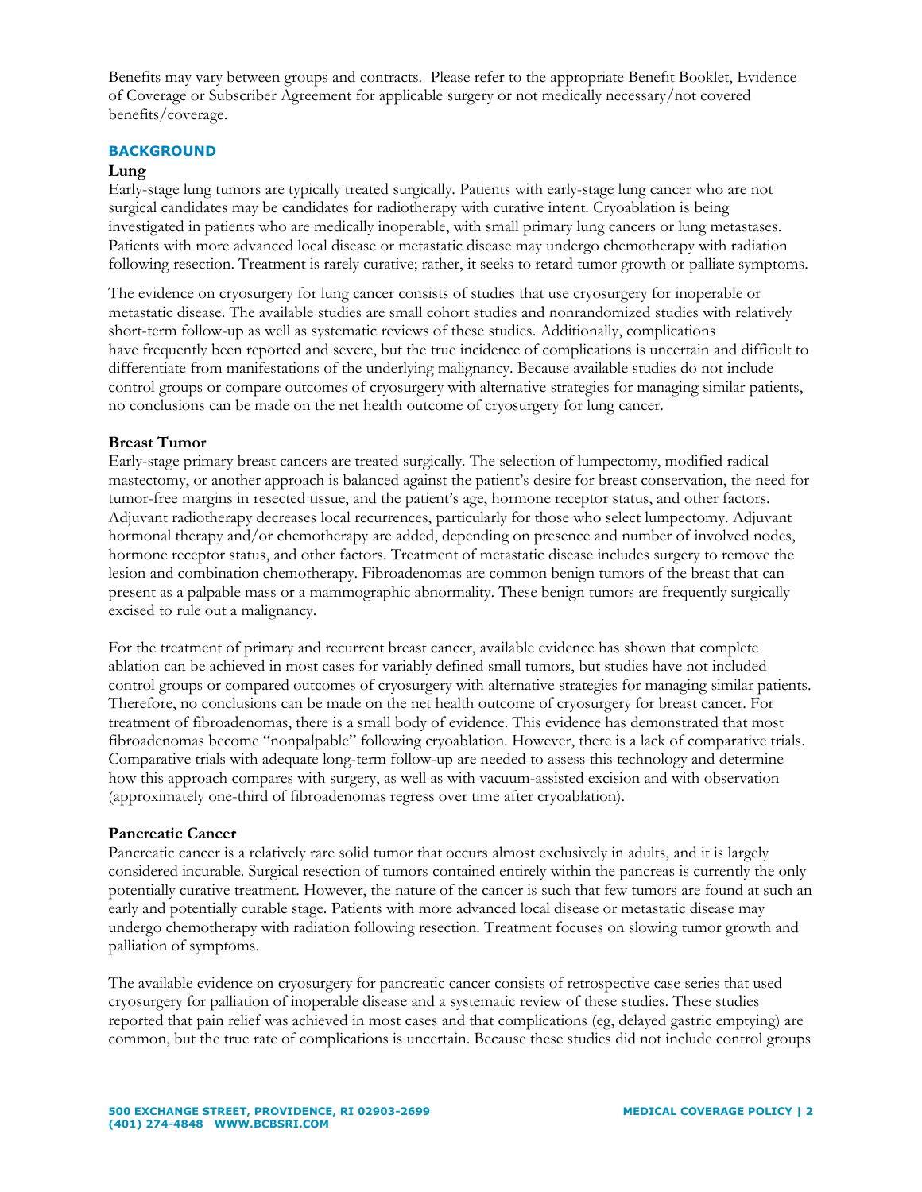Benefits may vary between groups and contracts. Please refer to the appropriate Benefit Booklet, Evidence of Coverage or Subscriber Agreement for applicable surgery or not medically necessary/not covered benefits/coverage.

## BACKGROUND

### Lung

Early-stage lung tumors are typically treated surgically. Patients with early-stage lung cancer who are not surgical candidates may be candidates for radiotherapy with curative intent. Cryoablation is being investigated in patients who are medically inoperable, with small primary lung cancers or lung metastases. Patients with more advanced local disease or metastatic disease may undergo chemotherapy with radiation following resection. Treatment is rarely curative; rather, it seeks to retard tumor growth or palliate symptoms.

The evidence on cryosurgery for lung cancer consists of studies that use cryosurgery for inoperable or metastatic disease. The available studies are small cohort studies and nonrandomized studies with relatively short-term follow-up as well as systematic reviews of these studies. Additionally, complications have frequently been reported and severe, but the true incidence of complications is uncertain and difficult to differentiate from manifestations of the underlying malignancy. Because available studies do not include control groups or compare outcomes of cryosurgery with alternative strategies for managing similar patients, no conclusions can be made on the net health outcome of cryosurgery for lung cancer.

### Breast Tumor

Early-stage primary breast cancers are treated surgically. The selection of lumpectomy, modified radical mastectomy, or another approach is balanced against the patient's desire for breast conservation, the need for tumor-free margins in resected tissue, and the patient's age, hormone receptor status, and other factors. Adjuvant radiotherapy decreases local recurrences, particularly for those who select lumpectomy. Adjuvant hormonal therapy and/or chemotherapy are added, depending on presence and number of involved nodes, hormone receptor status, and other factors. Treatment of metastatic disease includes surgery to remove the lesion and combination chemotherapy. Fibroadenomas are common benign tumors of the breast that can present as a palpable mass or a mammographic abnormality. These benign tumors are frequently surgically excised to rule out a malignancy.

For the treatment of primary and recurrent breast cancer, available evidence has shown that complete ablation can be achieved in most cases for variably defined small tumors, but studies have not included control groups or compared outcomes of cryosurgery with alternative strategies for managing similar patients. Therefore, no conclusions can be made on the net health outcome of cryosurgery for breast cancer. For treatment of fibroadenomas, there is a small body of evidence. This evidence has demonstrated that most fibroadenomas become "nonpalpable" following cryoablation. However, there is a lack of comparative trials. Comparative trials with adequate long-term follow-up are needed to assess this technology and determine how this approach compares with surgery, as well as with vacuum-assisted excision and with observation (approximately one-third of fibroadenomas regress over time after cryoablation).

### Pancreatic Cancer

Pancreatic cancer is a relatively rare solid tumor that occurs almost exclusively in adults, and it is largely considered incurable. Surgical resection of tumors contained entirely within the pancreas is currently the only potentially curative treatment. However, the nature of the cancer is such that few tumors are found at such an early and potentially curable stage. Patients with more advanced local disease or metastatic disease may undergo chemotherapy with radiation following resection. Treatment focuses on slowing tumor growth and palliation of symptoms.

The available evidence on cryosurgery for pancreatic cancer consists of retrospective case series that used cryosurgery for palliation of inoperable disease and a systematic review of these studies. These studies reported that pain relief was achieved in most cases and that complications (eg, delayed gastric emptying) are common, but the true rate of complications is uncertain. Because these studies did not include control groups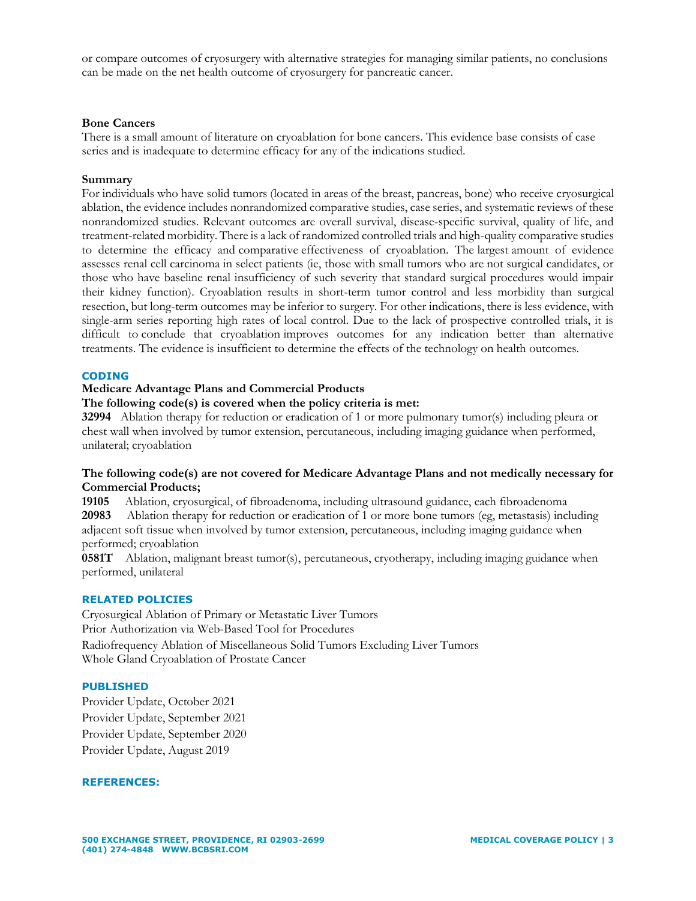or compare outcomes of cryosurgery with alternative strategies for managing similar patients, no conclusions can be made on the net health outcome of cryosurgery for pancreatic cancer.

**Bone Cancers**

There is a small amount of literature on cryoablation for bone cancers. This evidence base consists of case series and is inadequate to determine efficacy for any of the indications studied.

**Summary**

For individuals who have solid tumors (located in areas of the breast, pancreas, bone) who receive cryosurgical ablation, the evidence includes nonrandomized comparative studies, case series, and systematic reviews of these nonrandomized studies. Relevant outcomes are overall survival, disease-specific survival, quality of life, and treatment-related morbidity. There is a lack of randomized controlled trials and high-quality comparative studies to determine the efficacy and comparative effectiveness of cryoablation. The largest amount of evidence assesses renal cell carcinoma in select patients (ie, those with small tumors who are not surgical candidates, or those who have baseline renal insufficiency of such severity that standard surgical procedures would impair their kidney function). Cryoablation results in short-term tumor control and less morbidity than surgical resection, but long-term outcomes may be inferior to surgery. For other indications, there is less evidence, with single-arm series reporting high rates of local control. Due to the lack of prospective controlled trials, it is difficult to conclude that cryoablation improves outcomes for any indication better than alternative treatments. The evidence is insufficient to determine the effects of the technology on health outcomes.

## CODING

**Medicare Advantage Plans and Commercial Products**

**The following code(s) is covered when the policy criteria is met:**

**32994** Ablation therapy for reduction or eradication of 1 or more pulmonary tumor(s) including pleura or chest wall when involved by tumor extension, percutaneous, including imaging guidance when performed, unilateral; cryoablation

**The following code(s) are not covered for Medicare Advantage Plans and not medically necessary for Commercial Products;**

**19105** Ablation, cryosurgical, of fibroadenoma, including ultrasound guidance, each fibroadenoma

**20983** Ablation therapy for reduction or eradication of 1 or more bone tumors (eg, metastasis) including adjacent soft tissue when involved by tumor extension, percutaneous, including imaging guidance when performed; cryoablation

**0581T** Ablation, malignant breast tumor(s), percutaneous, cryotherapy, including imaging guidance when performed, unilateral

## RELATED POLICIES

Cryosurgical Ablation of Primary or Metastatic Liver Tumors
Prior Authorization via Web-Based Tool for Procedures
Radiofrequency Ablation of Miscellaneous Solid Tumors Excluding Liver Tumors
Whole Gland Cryoablation of Prostate Cancer

## PUBLISHED

Provider Update, October 2021
Provider Update, September 2021
Provider Update, September 2020
Provider Update, August 2019

## REFERENCES: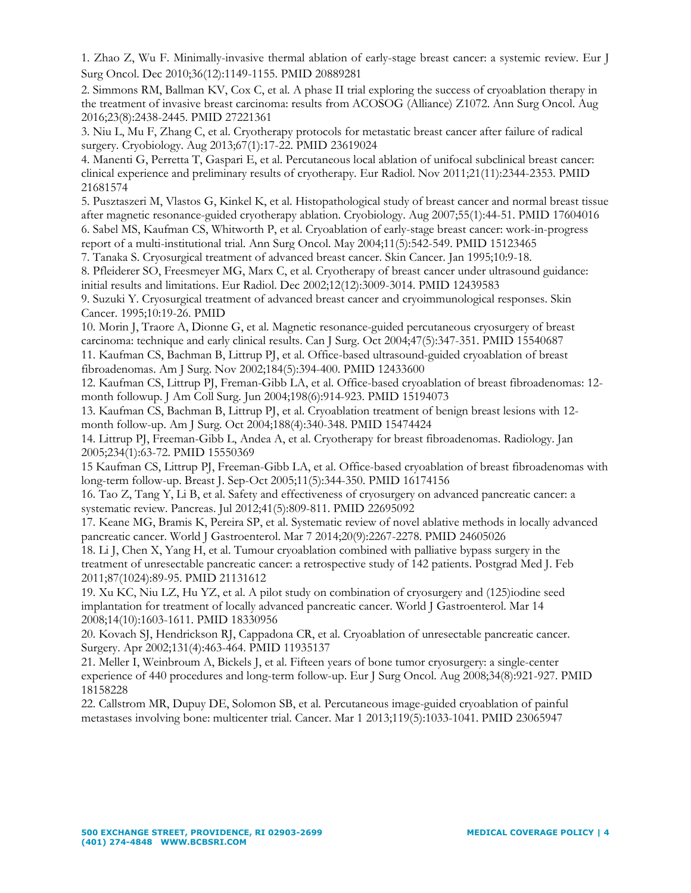1. Zhao Z, Wu F. Minimally-invasive thermal ablation of early-stage breast cancer: a systemic review. Eur J Surg Oncol. Dec 2010;36(12):1149-1155. PMID 20889281

2. Simmons RM, Ballman KV, Cox C, et al. A phase II trial exploring the success of cryoablation therapy in the treatment of invasive breast carcinoma: results from ACOSOG (Alliance) Z1072. Ann Surg Oncol. Aug 2016;23(8):2438-2445. PMID 27221361

3. Niu L, Mu F, Zhang C, et al. Cryotherapy protocols for metastatic breast cancer after failure of radical surgery. Cryobiology. Aug 2013;67(1):17-22. PMID 23619024

4. Manenti G, Perretta T, Gaspari E, et al. Percutaneous local ablation of unifocal subclinical breast cancer: clinical experience and preliminary results of cryotherapy. Eur Radiol. Nov 2011;21(11):2344-2353. PMID 21681574

5. Pusztaszeri M, Vlastos G, Kinkel K, et al. Histopathological study of breast cancer and normal breast tissue after magnetic resonance-guided cryotherapy ablation. Cryobiology. Aug 2007;55(1):44-51. PMID 17604016

6. Sabel MS, Kaufman CS, Whitworth P, et al. Cryoablation of early-stage breast cancer: work-in-progress report of a multi-institutional trial. Ann Surg Oncol. May 2004;11(5):542-549. PMID 15123465

7. Tanaka S. Cryosurgical treatment of advanced breast cancer. Skin Cancer. Jan 1995;10:9-18.

8. Pfleiderer SO, Freesmeyer MG, Marx C, et al. Cryotherapy of breast cancer under ultrasound guidance: initial results and limitations. Eur Radiol. Dec 2002;12(12):3009-3014. PMID 12439583

9. Suzuki Y. Cryosurgical treatment of advanced breast cancer and cryoimmunological responses. Skin Cancer. 1995;10:19-26. PMID

10. Morin J, Traore A, Dionne G, et al. Magnetic resonance-guided percutaneous cryosurgery of breast carcinoma: technique and early clinical results. Can J Surg. Oct 2004;47(5):347-351. PMID 15540687

11. Kaufman CS, Bachman B, Littrup PJ, et al. Office-based ultrasound-guided cryoablation of breast fibroadenomas. Am J Surg. Nov 2002;184(5):394-400. PMID 12433600

12. Kaufman CS, Littrup PJ, Freman-Gibb LA, et al. Office-based cryoablation of breast fibroadenomas: 12-month followup. J Am Coll Surg. Jun 2004;198(6):914-923. PMID 15194073

13. Kaufman CS, Bachman B, Littrup PJ, et al. Cryoablation treatment of benign breast lesions with 12-month follow-up. Am J Surg. Oct 2004;188(4):340-348. PMID 15474424

14. Littrup PJ, Freeman-Gibb L, Andea A, et al. Cryotherapy for breast fibroadenomas. Radiology. Jan 2005;234(1):63-72. PMID 15550369

15 Kaufman CS, Littrup PJ, Freeman-Gibb LA, et al. Office-based cryoablation of breast fibroadenomas with long-term follow-up. Breast J. Sep-Oct 2005;11(5):344-350. PMID 16174156

16. Tao Z, Tang Y, Li B, et al. Safety and effectiveness of cryosurgery on advanced pancreatic cancer: a systematic review. Pancreas. Jul 2012;41(5):809-811. PMID 22695092

17. Keane MG, Bramis K, Pereira SP, et al. Systematic review of novel ablative methods in locally advanced pancreatic cancer. World J Gastroenterol. Mar 7 2014;20(9):2267-2278. PMID 24605026

18. Li J, Chen X, Yang H, et al. Tumour cryoablation combined with palliative bypass surgery in the treatment of unresectable pancreatic cancer: a retrospective study of 142 patients. Postgrad Med J. Feb 2011;87(1024):89-95. PMID 21131612

19. Xu KC, Niu LZ, Hu YZ, et al. A pilot study on combination of cryosurgery and (125)iodine seed implantation for treatment of locally advanced pancreatic cancer. World J Gastroenterol. Mar 14 2008;14(10):1603-1611. PMID 18330956

20. Kovach SJ, Hendrickson RJ, Cappadona CR, et al. Cryoablation of unresectable pancreatic cancer. Surgery. Apr 2002;131(4):463-464. PMID 11935137

21. Meller I, Weinbroum A, Bickels J, et al. Fifteen years of bone tumor cryosurgery: a single-center experience of 440 procedures and long-term follow-up. Eur J Surg Oncol. Aug 2008;34(8):921-927. PMID 18158228

22. Callstrom MR, Dupuy DE, Solomon SB, et al. Percutaneous image-guided cryoablation of painful metastases involving bone: multicenter trial. Cancer. Mar 1 2013;119(5):1033-1041. PMID 23065947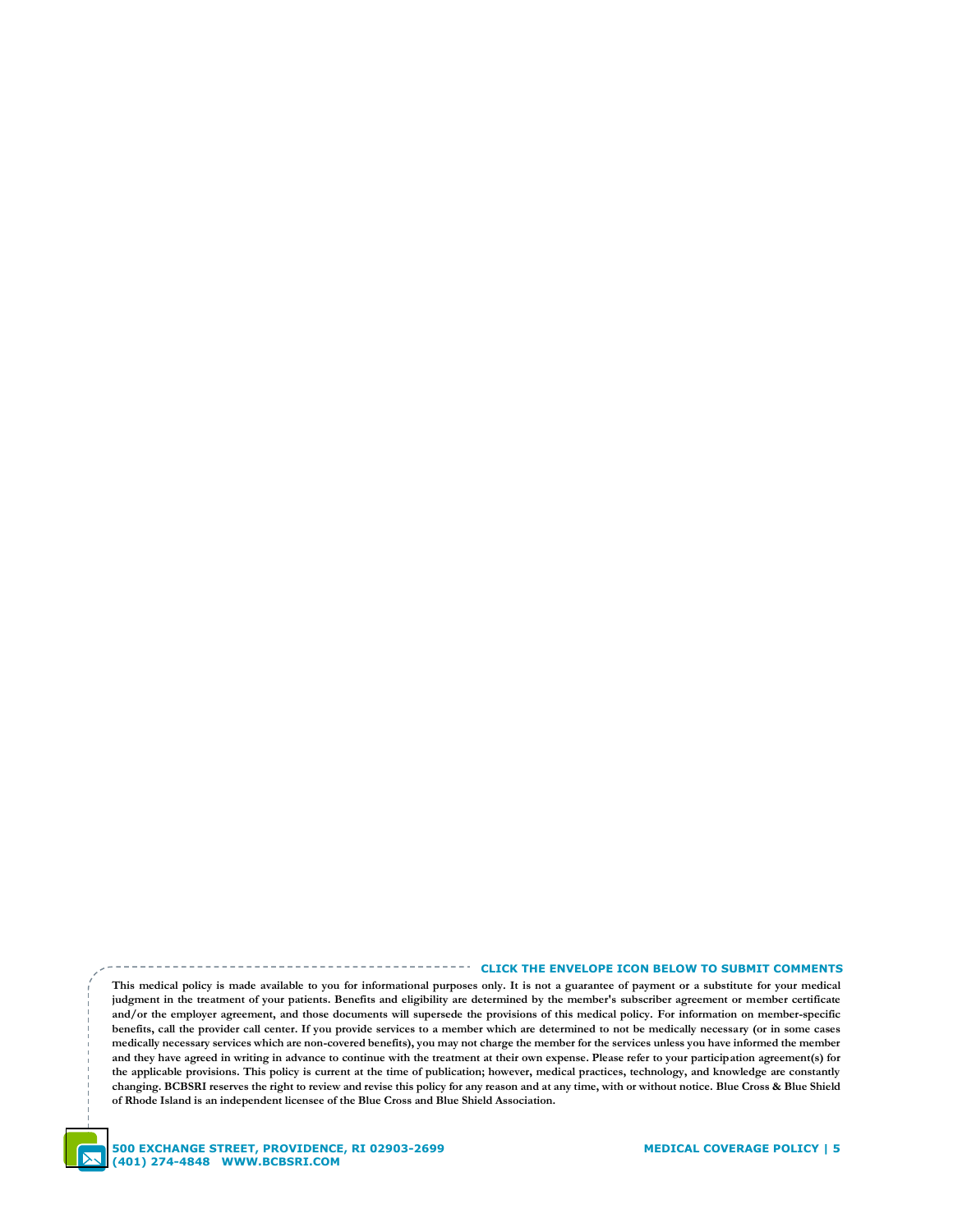CLICK THE ENVELOPE ICON BELOW TO SUBMIT COMMENTS

**This medical policy is made available to you for informational purposes only. It is not a guarantee of payment or a substitute for your medical judgment in the treatment of your patients. Benefits and eligibility are determined by the member's subscriber agreement or member certificate and/or the employer agreement, and those documents will supersede the provisions of this medical policy. For information on member-specific benefits, call the provider call center. If you provide services to a member which are determined to not be medically necessary (or in some cases medically necessary services which are non-covered benefits), you may not charge the member for the services unless you have informed the member and they have agreed in writing in advance to continue with the treatment at their own expense. Please refer to your participation agreement(s) for the applicable provisions. This policy is current at the time of publication; however, medical practices, technology, and knowledge are constantly changing. BCBSRI reserves the right to review and revise this policy for any reason and at any time, with or without notice. Blue Cross & Blue Shield of Rhode Island is an independent licensee of the Blue Cross and Blue Shield Association.**